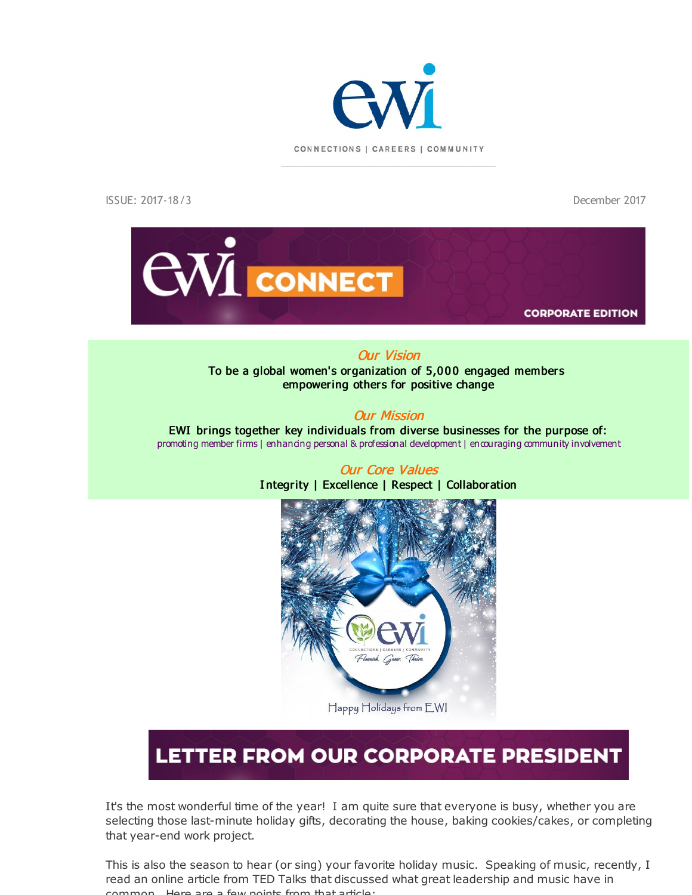CONNECTIONS | CAREERS | COMMUNITY

ISSUE: 2017-18 / 3

December 2017

# EWI CONNECT

CORPORATE EDITION

### *Our Vision*

**To be a global women's organization of 5,000 engaged members empowering others for positive change**

### *Our Mission*

**EWI brings together key individuals from diverse businesses for the purpose of:**

promoting member firms | enhancing personal & professional development | encouraging community involvement

### *Our Core Values*

**Integrity | Excellence | Respect | Collaboration**

Happy Holidays from EWI

## LETTER FROM OUR CORPORATE PRESIDENT

It's the most wonderful time of the year! I am quite sure that everyone is busy, whether you are selecting those last-minute holiday gifts, decorating the house, baking cookies/cakes, or completing that year-end work project.

This is also the season to hear (or sing) your favorite holiday music. Speaking of music, recently, I read an online article from TED Talks that discussed what great leadership and music have in common. Here are a few points from that article: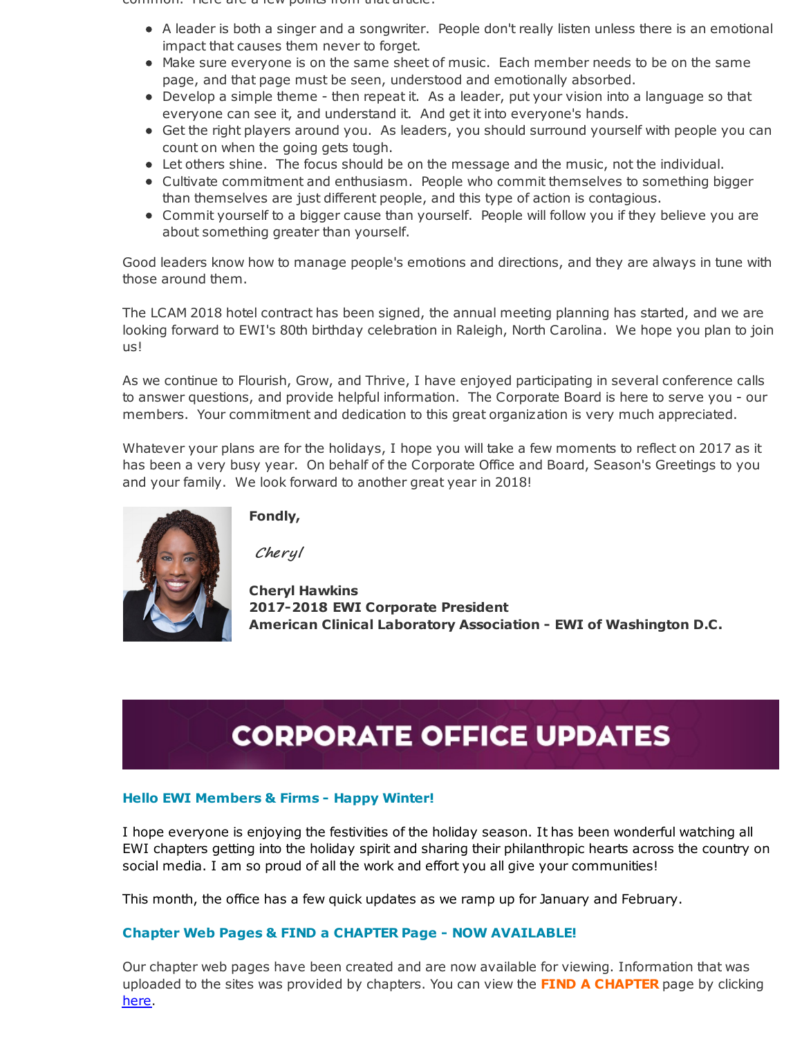- A leader is both a singer and a songwriter. People don't really listen unless there is an emotional impact that causes them never to forget.
- Make sure everyone is on the same sheet of music. Each member needs to be on the same page, and that page must be seen, understood and emotionally absorbed.
- Develop a simple theme - then repeat it. As a leader, put your vision into a language so that everyone can see it, and understand it. And get it into everyone's hands.
- Get the right players around you. As leaders, you should surround yourself with people you can count on when the going gets tough.
- Let others shine. The focus should be on the message and the music, not the individual.
- Cultivate commitment and enthusiasm. People who commit themselves to something bigger than themselves are just different people, and this type of action is contagious.
- Commit yourself to a bigger cause than yourself. People will follow you if they believe you are about something greater than yourself.

Good leaders know how to manage people's emotions and directions, and they are always in tune with those around them.

The LCAM 2018 hotel contract has been signed, the annual meeting planning has started, and we are looking forward to EWI's 80th birthday celebration in Raleigh, North Carolina. We hope you plan to join us!

As we continue to Flourish, Grow, and Thrive, I have enjoyed participating in several conference calls to answer questions, and provide helpful information. The Corporate Board is here to serve you - our members. Your commitment and dedication to this great organization is very much appreciated.

Whatever your plans are for the holidays, I hope you will take a few moments to reflect on 2017 as it has been a very busy year. On behalf of the Corporate Office and Board, Season's Greetings to you and your family. We look forward to another great year in 2018!

**Fondly,**

*Cheryl*

**Cheryl Hawkins**
**2017-2018 EWI Corporate President**
**American Clinical Laboratory Association - EWI of Washington D.C.**

# CORPORATE OFFICE UPDATES

### Hello EWI Members & Firms - Happy Winter!

I hope everyone is enjoying the festivities of the holiday season. It has been wonderful watching all EWI chapters getting into the holiday spirit and sharing their philanthropic hearts across the country on social media. I am so proud of all the work and effort you all give your communities!

This month, the office has a few quick updates as we ramp up for January and February.

### Chapter Web Pages & FIND a CHAPTER Page - NOW AVAILABLE!

Our chapter web pages have been created and are now available for viewing. Information that was uploaded to the sites was provided by chapters. You can view the **FIND A CHAPTER** page by clicking here.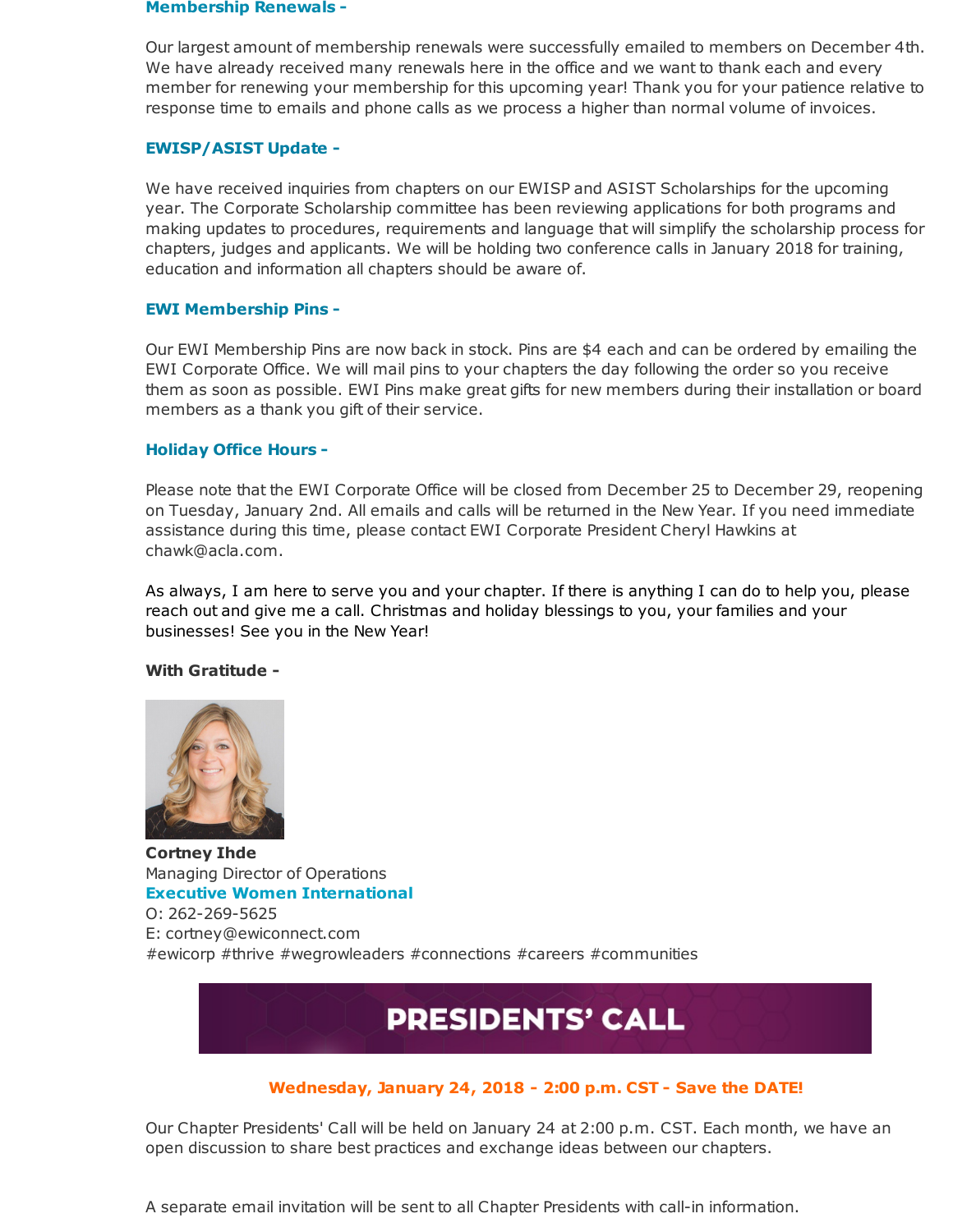### Membership Renewals -

Our largest amount of membership renewals were successfully emailed to members on December 4th. We have already received many renewals here in the office and we want to thank each and every member for renewing your membership for this upcoming year! Thank you for your patience relative to response time to emails and phone calls as we process a higher than normal volume of invoices.

### EWISP/ASIST Update -

We have received inquiries from chapters on our EWISP and ASIST Scholarships for the upcoming year. The Corporate Scholarship committee has been reviewing applications for both programs and making updates to procedures, requirements and language that will simplify the scholarship process for chapters, judges and applicants. We will be holding two conference calls in January 2018 for training, education and information all chapters should be aware of.

### EWI Membership Pins -

Our EWI Membership Pins are now back in stock. Pins are $4 each and can be ordered by emailing the EWI Corporate Office. We will mail pins to your chapters the day following the order so you receive them as soon as possible. EWI Pins make great gifts for new members during their installation or board members as a thank you gift of their service.

### Holiday Office Hours -

Please note that the EWI Corporate Office will be closed from December 25 to December 29, reopening on Tuesday, January 2nd. All emails and calls will be returned in the New Year. If you need immediate assistance during this time, please contact EWI Corporate President Cheryl Hawkins at chawk@acla.com.

As always, I am here to serve you and your chapter. If there is anything I can do to help you, please reach out and give me a call. Christmas and holiday blessings to you, your families and your businesses! See you in the New Year!

**With Gratitude -**

**Cortney Ihde**
Managing Director of Operations
**Executive Women International**
O: 262-269-5625
E: cortney@ewiconnect.com
#ewicorp #thrive #wegrowleaders #connections #careers #communities

## PRESIDENTS' CALL

**Wednesday, January 24, 2018 - 2:00 p.m. CST - Save the DATE!**

Our Chapter Presidents' Call will be held on January 24 at 2:00 p.m. CST. Each month, we have an open discussion to share best practices and exchange ideas between our chapters.

A separate email invitation will be sent to all Chapter Presidents with call-in information.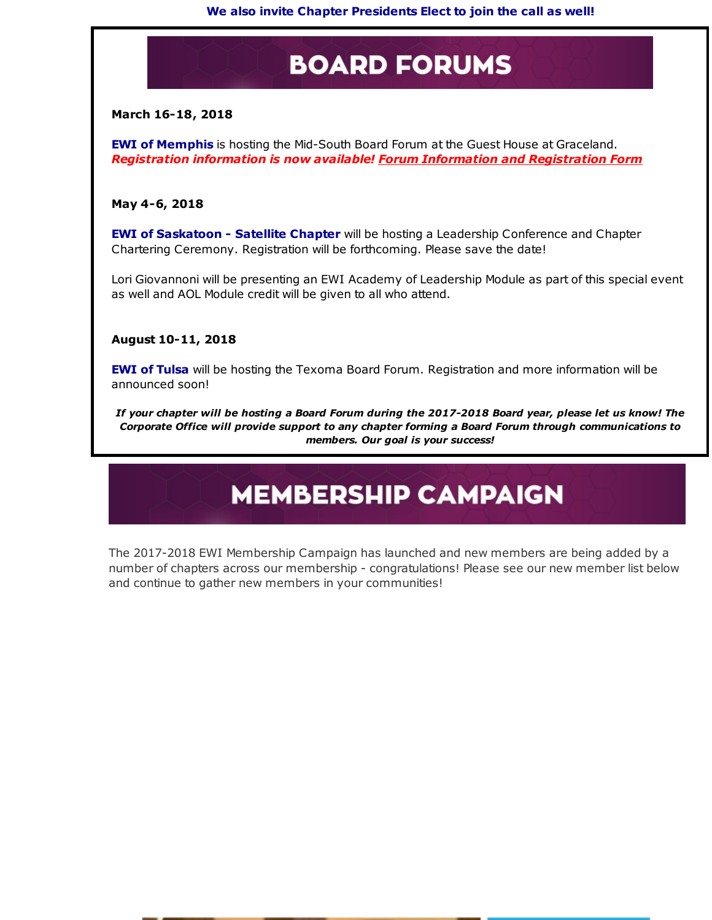**We also invite Chapter Presidents Elect to join the call as well!**

## BOARD FORUMS

**March 16-18, 2018**

**EWI of Memphis** is hosting the Mid-South Board Forum at the Guest House at Graceland.
***Registration information is now available! Forum Information and Registration Form***

**May 4-6, 2018**

**EWI of Saskatoon - Satellite Chapter** will be hosting a Leadership Conference and Chapter Chartering Ceremony. Registration will be forthcoming. Please save the date!

Lori Giovannoni will be presenting an EWI Academy of Leadership Module as part of this special event as well and AOL Module credit will be given to all who attend.

**August 10-11, 2018**

**EWI of Tulsa** will be hosting the Texoma Board Forum. Registration and more information will be announced soon!

***If your chapter will be hosting a Board Forum during the 2017-2018 Board year, please let us know! The Corporate Office will provide support to any chapter forming a Board Forum through communications to members. Our goal is your success!***

## MEMBERSHIP CAMPAIGN

The 2017-2018 EWI Membership Campaign has launched and new members are being added by a number of chapters across our membership - congratulations! Please see our new member list below and continue to gather new members in your communities!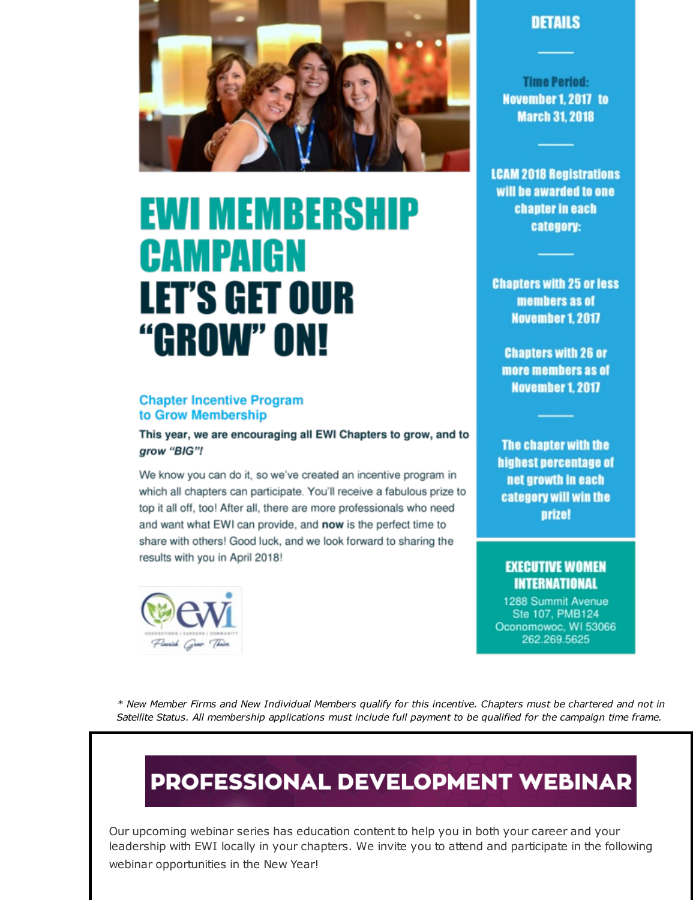# EWI MEMBERSHIP CAMPAIGN LET'S GET OUR "GROW" ON!

### Chapter Incentive Program to Grow Membership

**This year, we are encouraging all EWI Chapters to grow, and to *grow "BIG"!***

We know you can do it, so we've created an incentive program in which all chapters can participate. You'll receive a fabulous prize to top it all off, too! After all, there are more professionals who need and want what EWI can provide, and **now** is the perfect time to share with others! Good luck, and we look forward to sharing the results with you in April 2018!

## DETAILS

**Time Period: November 1, 2017 to March 31, 2018**

**LCAM 2018 Registrations will be awarded to one chapter in each category:**

**Chapters with 25 or less members as of November 1, 2017**

**Chapters with 26 or more members as of November 1, 2017**

**The chapter with the highest percentage of net growth in each category will win the prize!**

**EXECUTIVE WOMEN INTERNATIONAL**

1288 Summit Avenue
Ste 107, PMB124
Oconomowoc, WI 53066
262.269.5625

*\* New Member Firms and New Individual Members qualify for this incentive. Chapters must be chartered and not in Satellite Status. All membership applications must include full payment to be qualified for the campaign time frame.*

## PROFESSIONAL DEVELOPMENT WEBINAR

Our upcoming webinar series has education content to help you in both your career and your leadership with EWI locally in your chapters. We invite you to attend and participate in the following webinar opportunities in the New Year!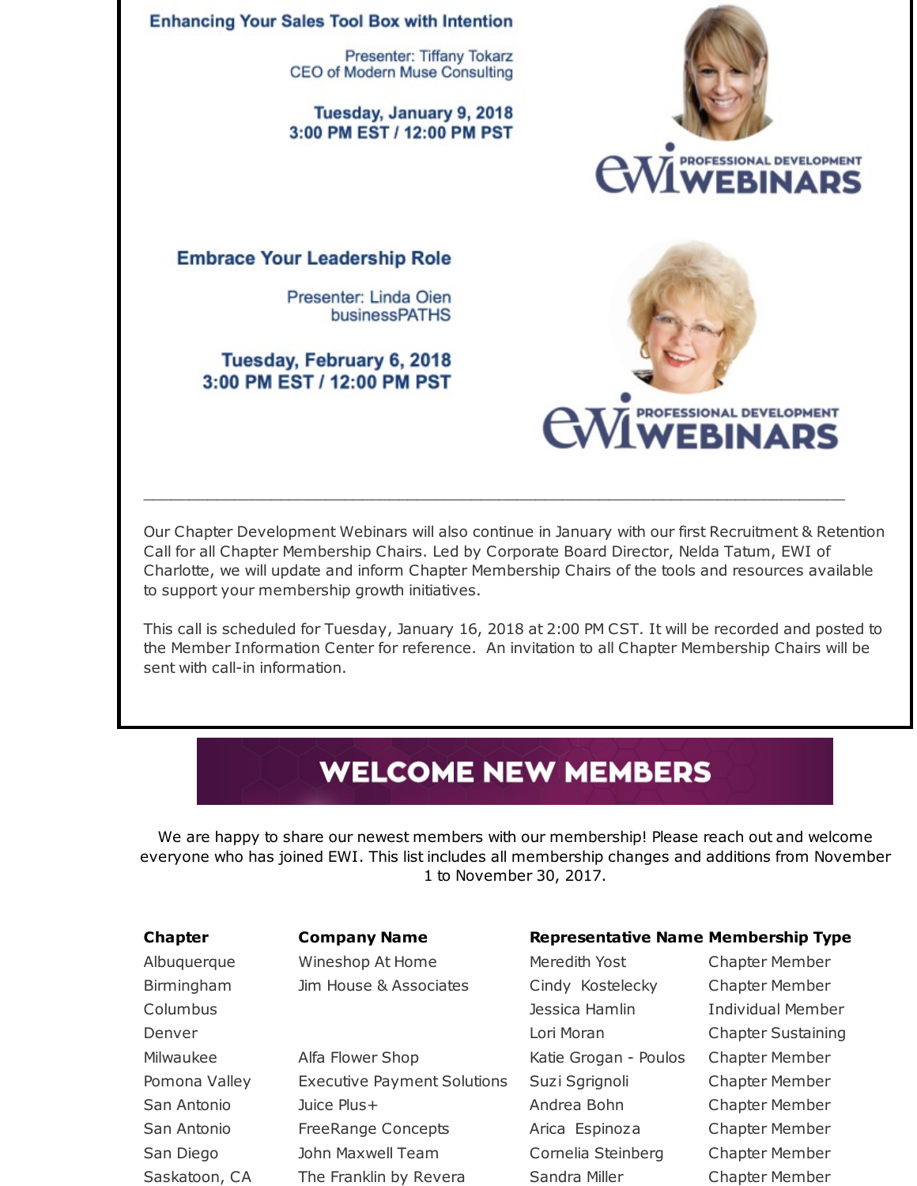### Enhancing Your Sales Tool Box with Intention

Presenter: Tiffany Tokarz
CEO of Modern Muse Consulting

**Tuesday, January 9, 2018**
**3:00 PM EST / 12:00 PM PST**

EWI PROFESSIONAL DEVELOPMENT WEBINARS

### Embrace Your Leadership Role

Presenter: Linda Oien
businessPATHS

**Tuesday, February 6, 2018**
**3:00 PM EST / 12:00 PM PST**

EWI PROFESSIONAL DEVELOPMENT WEBINARS

---

Our Chapter Development Webinars will also continue in January with our first Recruitment & Retention Call for all Chapter Membership Chairs. Led by Corporate Board Director, Nelda Tatum, EWI of Charlotte, we will update and inform Chapter Membership Chairs of the tools and resources available to support your membership growth initiatives.

This call is scheduled for Tuesday, January 16, 2018 at 2:00 PM CST. It will be recorded and posted to the Member Information Center for reference. An invitation to all Chapter Membership Chairs will be sent with call-in information.

## WELCOME NEW MEMBERS

We are happy to share our newest members with our membership! Please reach out and welcome everyone who has joined EWI. This list includes all membership changes and additions from November 1 to November 30, 2017.

| Chapter | Company Name | Representative Name | Membership Type |
|---|---|---|---|
| Albuquerque | Wineshop At Home | Meredith Yost | Chapter Member |
| Birmingham | Jim House & Associates | Cindy Kostelecky | Chapter Member |
| Columbus | | Jessica Hamlin | Individual Member |
| Denver | | Lori Moran | Chapter Sustaining |
| Milwaukee | Alfa Flower Shop | Katie Grogan - Poulos | Chapter Member |
| Pomona Valley | Executive Payment Solutions | Suzi Sgrignoli | Chapter Member |
| San Antonio | Juice Plus+ | Andrea Bohn | Chapter Member |
| San Antonio | FreeRange Concepts | Arica Espinoza | Chapter Member |
| San Diego | John Maxwell Team | Cornelia Steinberg | Chapter Member |
| Saskatoon, CA | The Franklin by Revera | Sandra Miller | Chapter Member |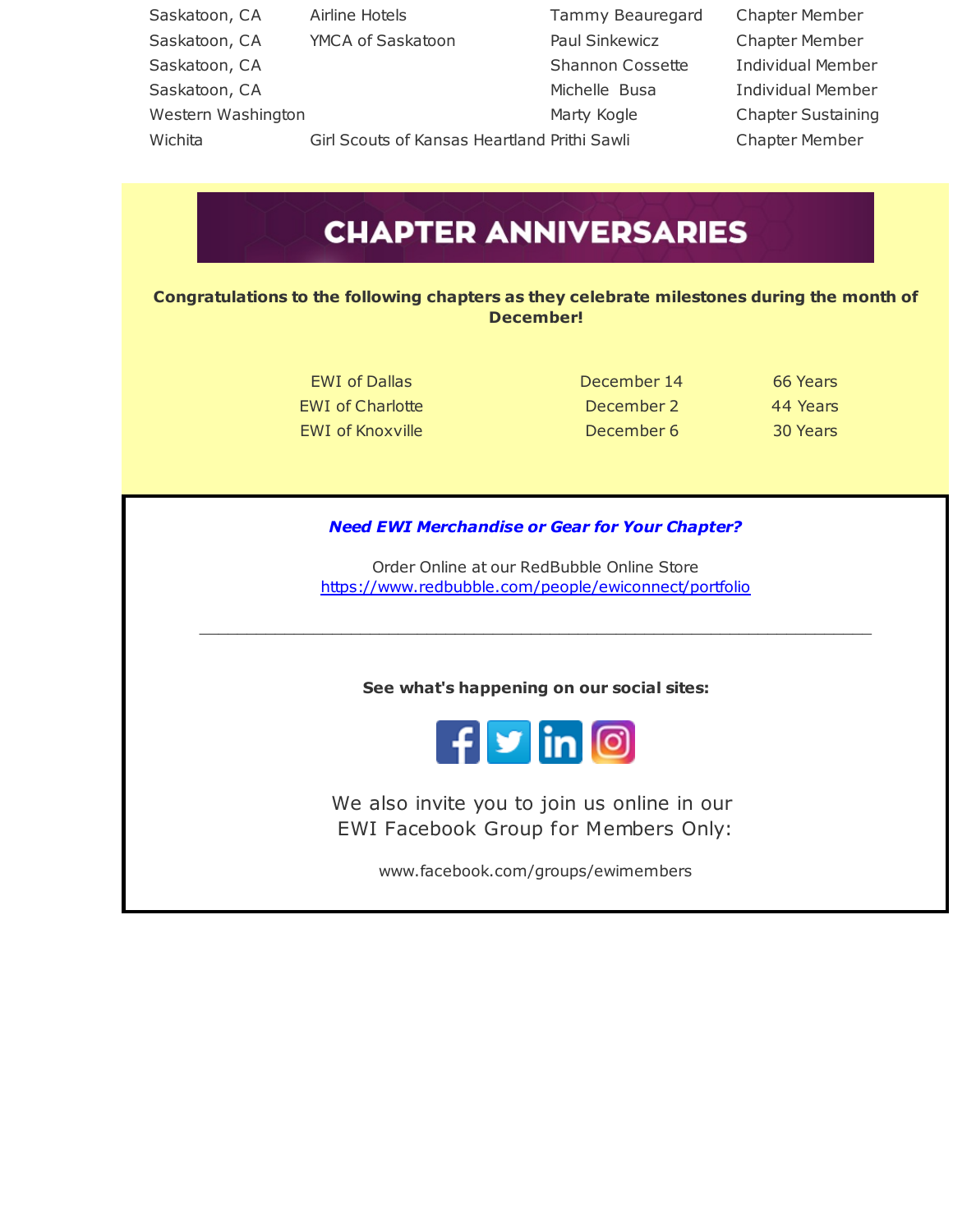| | | | |
|---|---|---|---|
| Saskatoon, CA | Airline Hotels | Tammy Beauregard | Chapter Member |
| Saskatoon, CA | YMCA of Saskatoon | Paul Sinkewicz | Chapter Member |
| Saskatoon, CA | | Shannon Cossette | Individual Member |
| Saskatoon, CA | | Michelle Busa | Individual Member |
| Western Washington | | Marty Kogle | Chapter Sustaining |
| Wichita | Girl Scouts of Kansas Heartland | Prithi Sawli | Chapter Member |

## CHAPTER ANNIVERSARIES

**Congratulations to the following chapters as they celebrate milestones during the month of December!**

| | | |
|---|---|---|
| EWI of Dallas | December 14 | 66 Years |
| EWI of Charlotte | December 2 | 44 Years |
| EWI of Knoxville | December 6 | 30 Years |

***Need EWI Merchandise or Gear for Your Chapter?***

Order Online at our RedBubble Online Store
https://www.redbubble.com/people/ewiconnect/portfolio

---

**See what's happening on our social sites:**

We also invite you to join us online in our EWI Facebook Group for Members Only:

www.facebook.com/groups/ewimembers